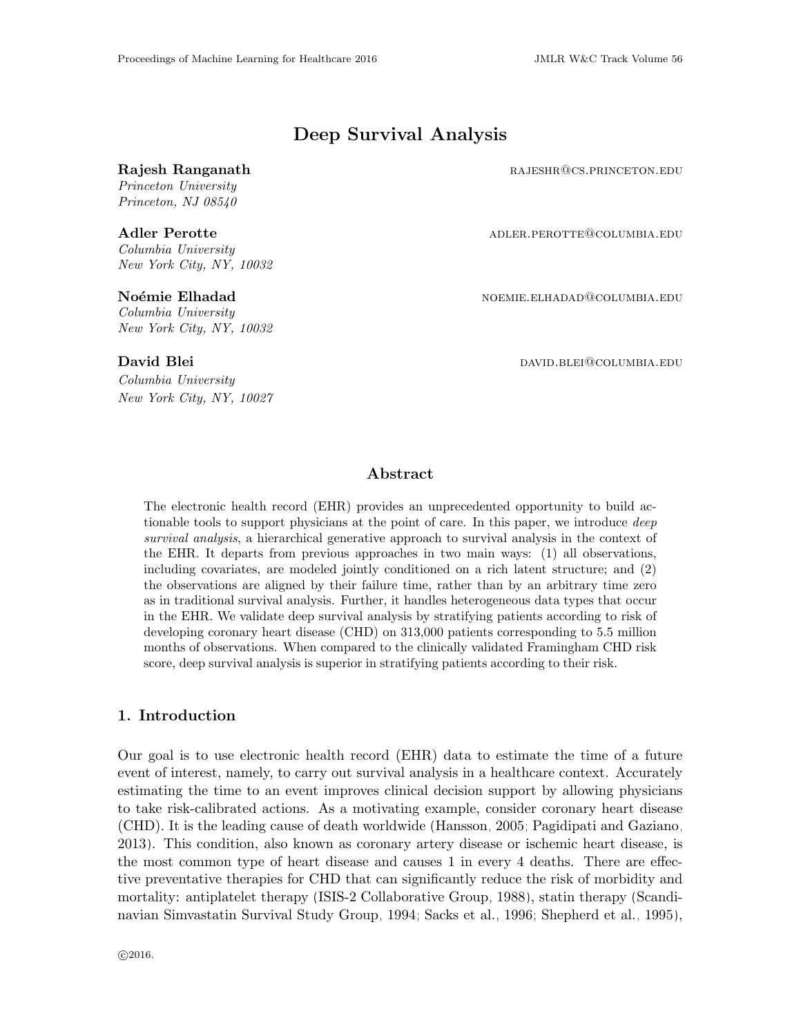# Deep Survival Analysis

**Rajesh Ranganath** RAJESHR@CS.PRINCETON.EDU
*Princeton University*
*Princeton, NJ 08540*

**Adler Perotte** ADLER.PEROTTE@COLUMBIA.EDU
*Columbia University*
*New York City, NY, 10032*

**Noémie Elhadad** NOEMIE.ELHADAD@COLUMBIA.EDU
*Columbia University*
*New York City, NY, 10032*

**David Blei** DAVID.BLEI@COLUMBIA.EDU
*Columbia University*
*New York City, NY, 10027*

## Abstract

The electronic health record (EHR) provides an unprecedented opportunity to build actionable tools to support physicians at the point of care. In this paper, we introduce *deep survival analysis*, a hierarchical generative approach to survival analysis in the context of the EHR. It departs from previous approaches in two main ways: (1) all observations, including covariates, are modeled jointly conditioned on a rich latent structure; and (2) the observations are aligned by their failure time, rather than by an arbitrary time zero as in traditional survival analysis. Further, it handles heterogeneous data types that occur in the EHR. We validate deep survival analysis by stratifying patients according to risk of developing coronary heart disease (CHD) on 313,000 patients corresponding to 5.5 million months of observations. When compared to the clinically validated Framingham CHD risk score, deep survival analysis is superior in stratifying patients according to their risk.

## 1. Introduction

Our goal is to use electronic health record (EHR) data to estimate the time of a future event of interest, namely, to carry out survival analysis in a healthcare context. Accurately estimating the time to an event improves clinical decision support by allowing physicians to take risk-calibrated actions. As a motivating example, consider coronary heart disease (CHD). It is the leading cause of death worldwide (Hansson, 2005; Pagidipati and Gaziano, 2013). This condition, also known as coronary artery disease or ischemic heart disease, is the most common type of heart disease and causes 1 in every 4 deaths. There are effective preventative therapies for CHD that can significantly reduce the risk of morbidity and mortality: antiplatelet therapy (ISIS-2 Collaborative Group, 1988), statin therapy (Scandinavian Simvastatin Survival Study Group, 1994; Sacks et al., 1996; Shepherd et al., 1995),

©2016.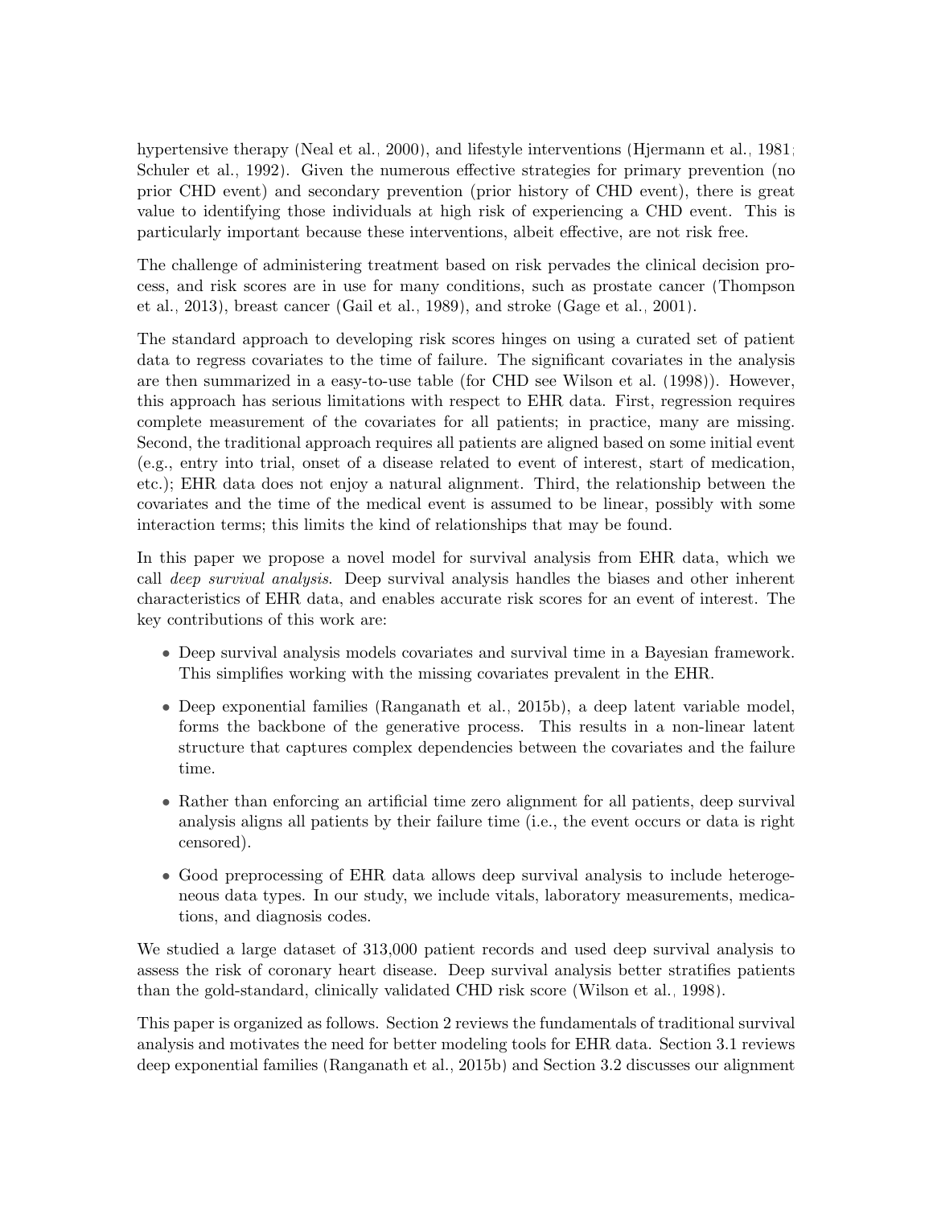hypertensive therapy (Neal et al., 2000), and lifestyle interventions (Hjermann et al., 1981; Schuler et al., 1992). Given the numerous effective strategies for primary prevention (no prior CHD event) and secondary prevention (prior history of CHD event), there is great value to identifying those individuals at high risk of experiencing a CHD event. This is particularly important because these interventions, albeit effective, are not risk free.

The challenge of administering treatment based on risk pervades the clinical decision process, and risk scores are in use for many conditions, such as prostate cancer (Thompson et al., 2013), breast cancer (Gail et al., 1989), and stroke (Gage et al., 2001).

The standard approach to developing risk scores hinges on using a curated set of patient data to regress covariates to the time of failure. The significant covariates in the analysis are then summarized in a easy-to-use table (for CHD see Wilson et al. (1998)). However, this approach has serious limitations with respect to EHR data. First, regression requires complete measurement of the covariates for all patients; in practice, many are missing. Second, the traditional approach requires all patients are aligned based on some initial event (e.g., entry into trial, onset of a disease related to event of interest, start of medication, etc.); EHR data does not enjoy a natural alignment. Third, the relationship between the covariates and the time of the medical event is assumed to be linear, possibly with some interaction terms; this limits the kind of relationships that may be found.

In this paper we propose a novel model for survival analysis from EHR data, which we call *deep survival analysis*. Deep survival analysis handles the biases and other inherent characteristics of EHR data, and enables accurate risk scores for an event of interest. The key contributions of this work are:

- Deep survival analysis models covariates and survival time in a Bayesian framework. This simplifies working with the missing covariates prevalent in the EHR.
- Deep exponential families (Ranganath et al., 2015b), a deep latent variable model, forms the backbone of the generative process. This results in a non-linear latent structure that captures complex dependencies between the covariates and the failure time.
- Rather than enforcing an artificial time zero alignment for all patients, deep survival analysis aligns all patients by their failure time (i.e., the event occurs or data is right censored).
- Good preprocessing of EHR data allows deep survival analysis to include heterogeneous data types. In our study, we include vitals, laboratory measurements, medications, and diagnosis codes.

We studied a large dataset of 313,000 patient records and used deep survival analysis to assess the risk of coronary heart disease. Deep survival analysis better stratifies patients than the gold-standard, clinically validated CHD risk score (Wilson et al., 1998).

This paper is organized as follows. Section 2 reviews the fundamentals of traditional survival analysis and motivates the need for better modeling tools for EHR data. Section 3.1 reviews deep exponential families (Ranganath et al., 2015b) and Section 3.2 discusses our alignment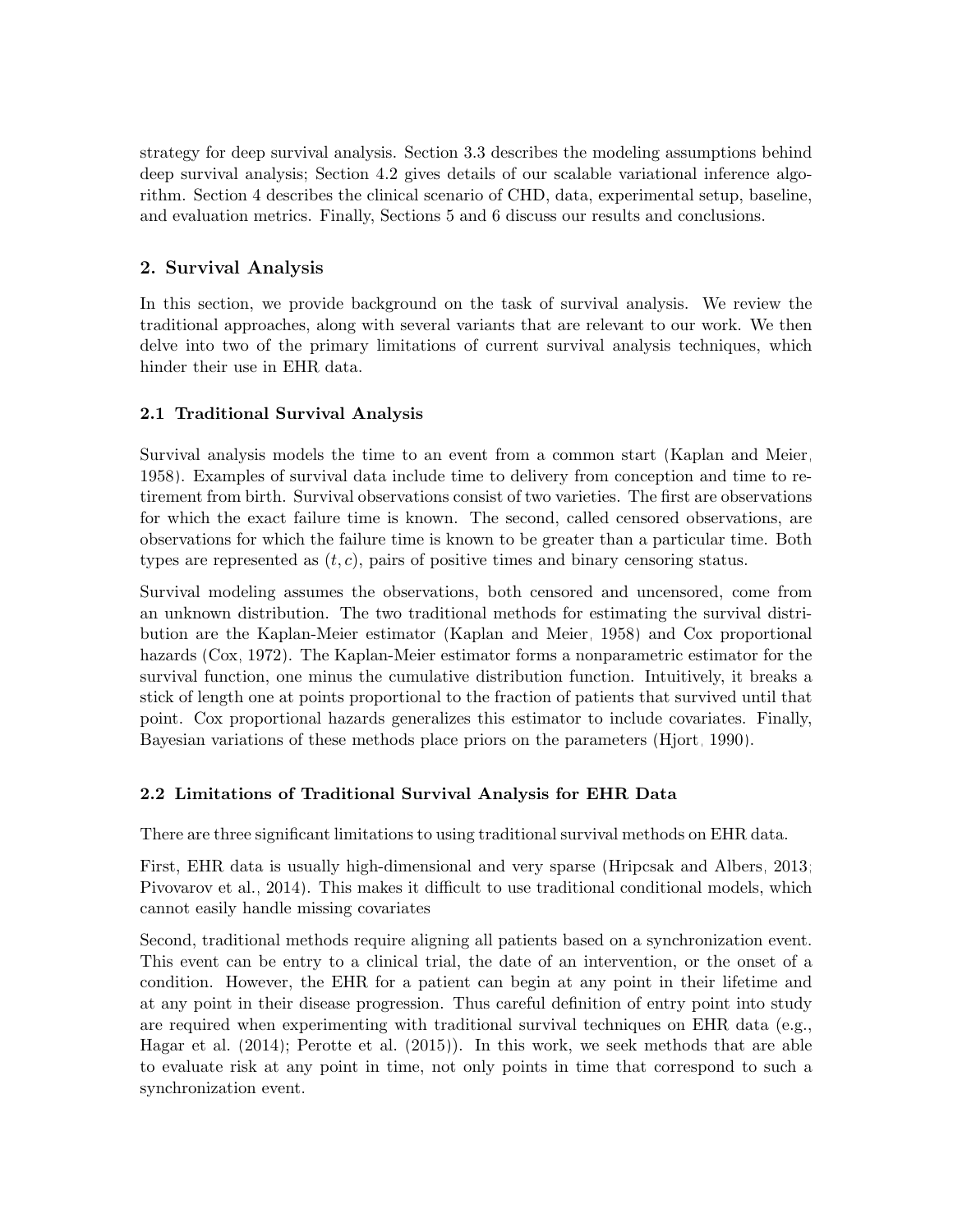strategy for deep survival analysis. Section 3.3 describes the modeling assumptions behind deep survival analysis; Section 4.2 gives details of our scalable variational inference algorithm. Section 4 describes the clinical scenario of CHD, data, experimental setup, baseline, and evaluation metrics. Finally, Sections 5 and 6 discuss our results and conclusions.

## 2. Survival Analysis

In this section, we provide background on the task of survival analysis. We review the traditional approaches, along with several variants that are relevant to our work. We then delve into two of the primary limitations of current survival analysis techniques, which hinder their use in EHR data.

### 2.1 Traditional Survival Analysis

Survival analysis models the time to an event from a common start (Kaplan and Meier, 1958). Examples of survival data include time to delivery from conception and time to retirement from birth. Survival observations consist of two varieties. The first are observations for which the exact failure time is known. The second, called censored observations, are observations for which the failure time is known to be greater than a particular time. Both types are represented as $(t, c)$, pairs of positive times and binary censoring status.

Survival modeling assumes the observations, both censored and uncensored, come from an unknown distribution. The two traditional methods for estimating the survival distribution are the Kaplan-Meier estimator (Kaplan and Meier, 1958) and Cox proportional hazards (Cox, 1972). The Kaplan-Meier estimator forms a nonparametric estimator for the survival function, one minus the cumulative distribution function. Intuitively, it breaks a stick of length one at points proportional to the fraction of patients that survived until that point. Cox proportional hazards generalizes this estimator to include covariates. Finally, Bayesian variations of these methods place priors on the parameters (Hjort, 1990).

### 2.2 Limitations of Traditional Survival Analysis for EHR Data

There are three significant limitations to using traditional survival methods on EHR data.

First, EHR data is usually high-dimensional and very sparse (Hripcsak and Albers, 2013; Pivovarov et al., 2014). This makes it difficult to use traditional conditional models, which cannot easily handle missing covariates

Second, traditional methods require aligning all patients based on a synchronization event. This event can be entry to a clinical trial, the date of an intervention, or the onset of a condition. However, the EHR for a patient can begin at any point in their lifetime and at any point in their disease progression. Thus careful definition of entry point into study are required when experimenting with traditional survival techniques on EHR data (e.g., Hagar et al. (2014); Perotte et al. (2015)). In this work, we seek methods that are able to evaluate risk at any point in time, not only points in time that correspond to such a synchronization event.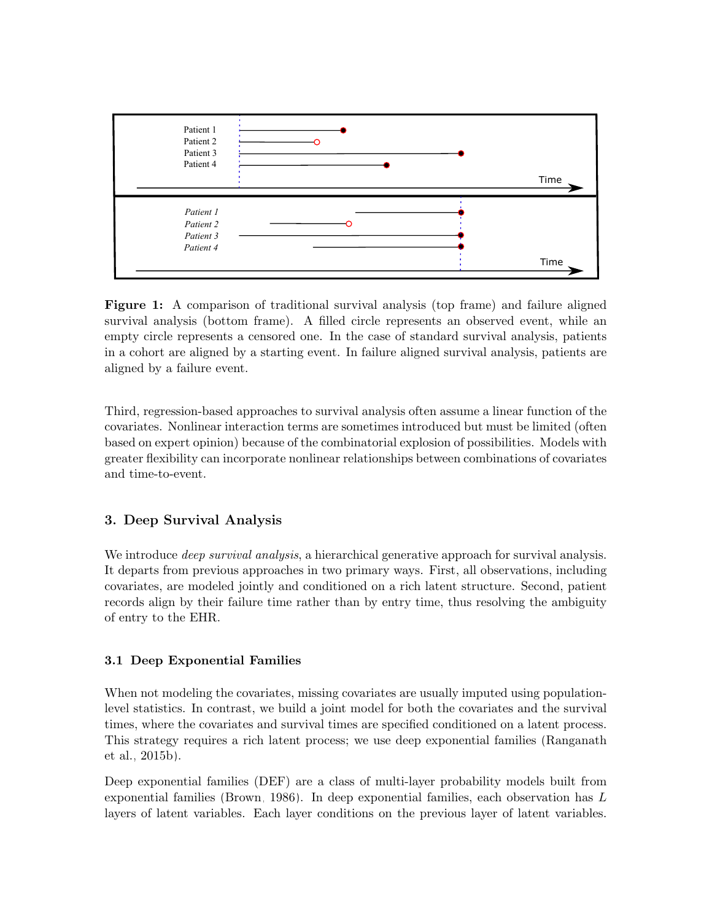**Figure 1:** A comparison of traditional survival analysis (top frame) and failure aligned survival analysis (bottom frame). A filled circle represents an observed event, while an empty circle represents a censored one. In the case of standard survival analysis, patients in a cohort are aligned by a starting event. In failure aligned survival analysis, patients are aligned by a failure event.

Third, regression-based approaches to survival analysis often assume a linear function of the covariates. Nonlinear interaction terms are sometimes introduced but must be limited (often based on expert opinion) because of the combinatorial explosion of possibilities. Models with greater flexibility can incorporate nonlinear relationships between combinations of covariates and time-to-event.

## 3. Deep Survival Analysis

We introduce *deep survival analysis*, a hierarchical generative approach for survival analysis. It departs from previous approaches in two primary ways. First, all observations, including covariates, are modeled jointly and conditioned on a rich latent structure. Second, patient records align by their failure time rather than by entry time, thus resolving the ambiguity of entry to the EHR.

### 3.1 Deep Exponential Families

When not modeling the covariates, missing covariates are usually imputed using population-level statistics. In contrast, we build a joint model for both the covariates and the survival times, where the covariates and survival times are specified conditioned on a latent process. This strategy requires a rich latent process; we use deep exponential families (Ranganath et al., 2015b).

Deep exponential families (DEF) are a class of multi-layer probability models built from exponential families (Brown, 1986). In deep exponential families, each observation has $L$ layers of latent variables. Each layer conditions on the previous layer of latent variables.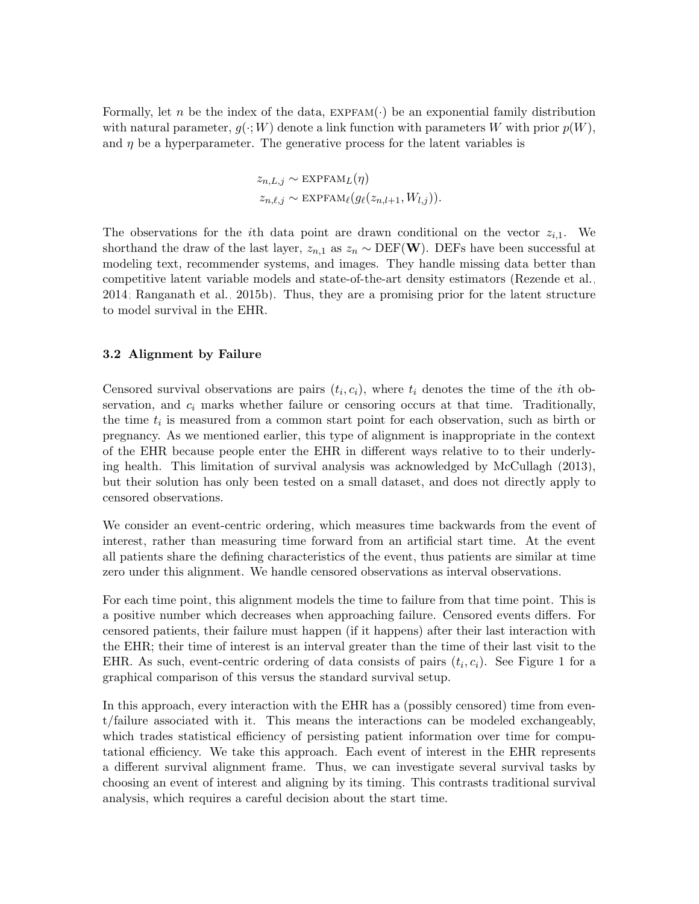Formally, let $n$ be the index of the data, $\textsc{expfam}(\cdot)$ be an exponential family distribution with natural parameter, $g(\cdot; W)$ denote a link function with parameters $W$ with prior $p(W)$, and $\eta$ be a hyperparameter. The generative process for the latent variables is

$$
\begin{aligned}
z_{n,L,j} &\sim \textsc{expfam}_L(\eta) \\
z_{n,\ell,j} &\sim \textsc{expfam}_\ell(g_\ell(z_{n,l+1}, W_{l,j})).
\end{aligned}
$$

The observations for the $i$th data point are drawn conditional on the vector $z_{i,1}$. We shorthand the draw of the last layer, $z_{n,1}$ as $z_n \sim \text{DEF}(\mathbf{W})$. DEFs have been successful at modeling text, recommender systems, and images. They handle missing data better than competitive latent variable models and state-of-the-art density estimators (Rezende et al., 2014; Ranganath et al., 2015b). Thus, they are a promising prior for the latent structure to model survival in the EHR.

### 3.2 Alignment by Failure

Censored survival observations are pairs $(t_i, c_i)$, where $t_i$ denotes the time of the $i$th observation, and $c_i$ marks whether failure or censoring occurs at that time. Traditionally, the time $t_i$ is measured from a common start point for each observation, such as birth or pregnancy. As we mentioned earlier, this type of alignment is inappropriate in the context of the EHR because people enter the EHR in different ways relative to to their underlying health. This limitation of survival analysis was acknowledged by McCullagh (2013), but their solution has only been tested on a small dataset, and does not directly apply to censored observations.

We consider an event-centric ordering, which measures time backwards from the event of interest, rather than measuring time forward from an artificial start time. At the event all patients share the defining characteristics of the event, thus patients are similar at time zero under this alignment. We handle censored observations as interval observations.

For each time point, this alignment models the time to failure from that time point. This is a positive number which decreases when approaching failure. Censored events differs. For censored patients, their failure must happen (if it happens) after their last interaction with the EHR; their time of interest is an interval greater than the time of their last visit to the EHR. As such, event-centric ordering of data consists of pairs $(t_i, c_i)$. See Figure 1 for a graphical comparison of this versus the standard survival setup.

In this approach, every interaction with the EHR has a (possibly censored) time from event/failure associated with it. This means the interactions can be modeled exchangeably, which trades statistical efficiency of persisting patient information over time for computational efficiency. We take this approach. Each event of interest in the EHR represents a different survival alignment frame. Thus, we can investigate several survival tasks by choosing an event of interest and aligning by its timing. This contrasts traditional survival analysis, which requires a careful decision about the start time.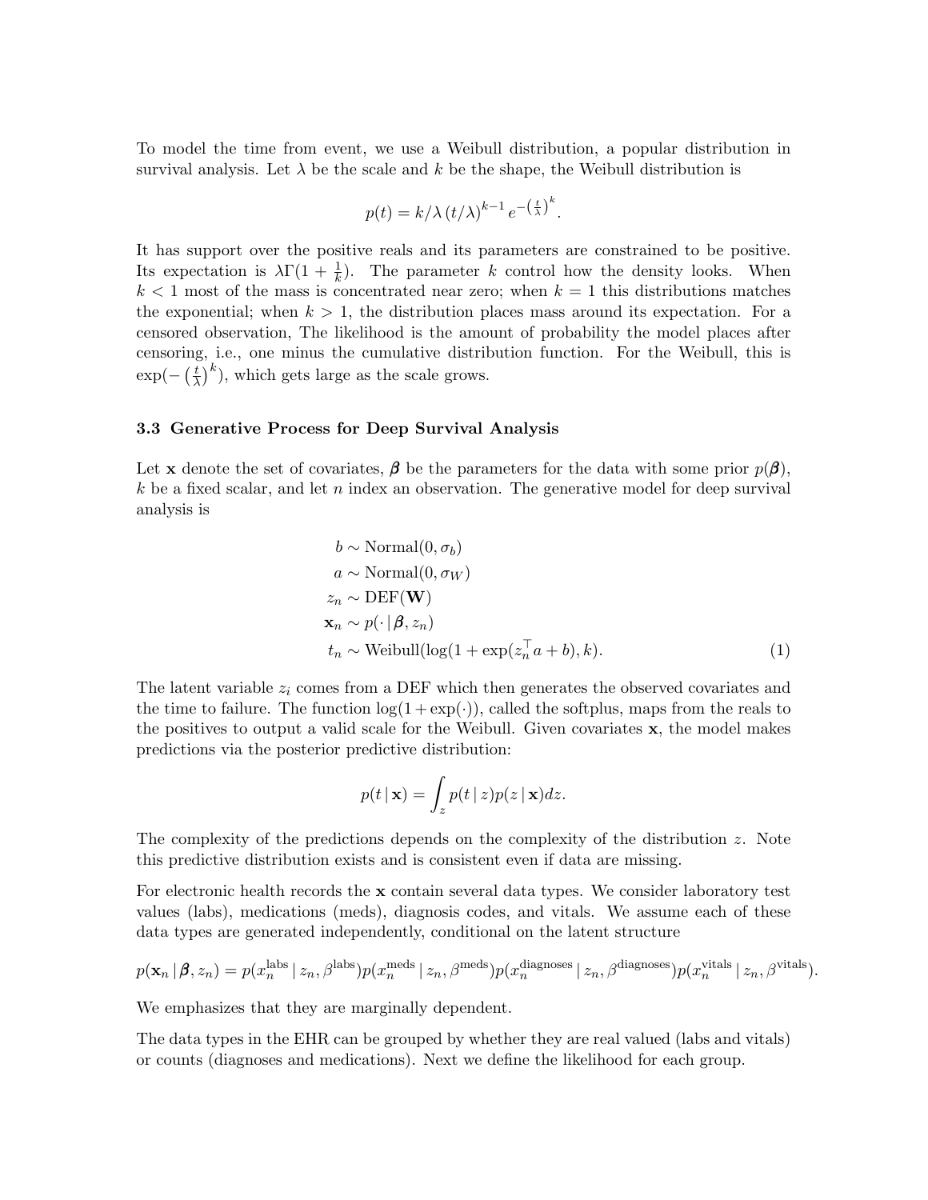To model the time from event, we use a Weibull distribution, a popular distribution in survival analysis. Let $\lambda$ be the scale and $k$ be the shape, the Weibull distribution is

$$p(t) = k/\lambda \, (t/\lambda)^{k-1} \, e^{-\left(\frac{t}{\lambda}\right)^k}.$$

It has support over the positive reals and its parameters are constrained to be positive. Its expectation is $\lambda\Gamma(1 + \frac{1}{k})$. The parameter $k$ control how the density looks. When $k < 1$ most of the mass is concentrated near zero; when $k = 1$ this distributions matches the exponential; when $k > 1$, the distribution places mass around its expectation. For a censored observation, The likelihood is the amount of probability the model places after censoring, i.e., one minus the cumulative distribution function. For the Weibull, this is $\exp(-\left(\frac{t}{\lambda}\right)^k)$, which gets large as the scale grows.

### 3.3 Generative Process for Deep Survival Analysis

Let $\mathbf{x}$ denote the set of covariates, $\boldsymbol{\beta}$ be the parameters for the data with some prior $p(\boldsymbol{\beta})$, $k$ be a fixed scalar, and let $n$ index an observation. The generative model for deep survival analysis is

$$\begin{aligned}
b &\sim \text{Normal}(0, \sigma_b) \\
a &\sim \text{Normal}(0, \sigma_W) \\
z_n &\sim \text{DEF}(\mathbf{W}) \\
\mathbf{x}_n &\sim p(\cdot \,|\, \boldsymbol{\beta}, z_n) \\
t_n &\sim \text{Weibull}(\log(1 + \exp(z_n^\top a + b), k).
\end{aligned} \tag{1}$$

The latent variable $z_i$ comes from a DEF which then generates the observed covariates and the time to failure. The function $\log(1+\exp(\cdot))$, called the softplus, maps from the reals to the positives to output a valid scale for the Weibull. Given covariates $\mathbf{x}$, the model makes predictions via the posterior predictive distribution:

$$p(t \,|\, \mathbf{x}) = \int_z p(t \,|\, z) p(z \,|\, \mathbf{x}) dz.$$

The complexity of the predictions depends on the complexity of the distribution $z$. Note this predictive distribution exists and is consistent even if data are missing.

For electronic health records the $\mathbf{x}$ contain several data types. We consider laboratory test values (labs), medications (meds), diagnosis codes, and vitals. We assume each of these data types are generated independently, conditional on the latent structure

$$p(\mathbf{x}_n \,|\, \boldsymbol{\beta}, z_n) = p(x_n^{\text{labs}} \,|\, z_n, \beta^{\text{labs}}) p(x_n^{\text{meds}} \,|\, z_n, \beta^{\text{meds}}) p(x_n^{\text{diagnoses}} \,|\, z_n, \beta^{\text{diagnoses}}) p(x_n^{\text{vitals}} \,|\, z_n, \beta^{\text{vitals}}).$$

We emphasizes that they are marginally dependent.

The data types in the EHR can be grouped by whether they are real valued (labs and vitals) or counts (diagnoses and medications). Next we define the likelihood for each group.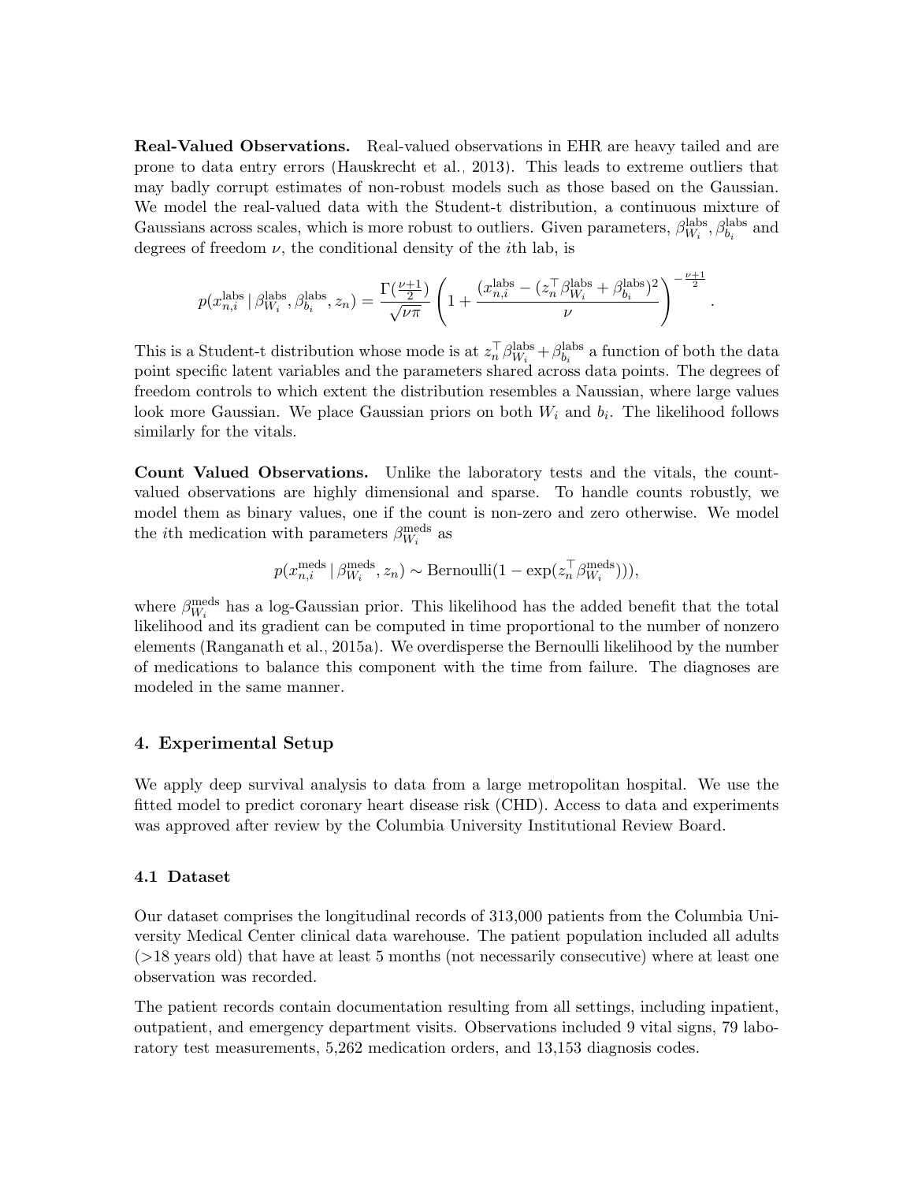**Real-Valued Observations.** Real-valued observations in EHR are heavy tailed and are prone to data entry errors (Hauskrecht et al., 2013). This leads to extreme outliers that may badly corrupt estimates of non-robust models such as those based on the Gaussian. We model the real-valued data with the Student-t distribution, a continuous mixture of Gaussians across scales, which is more robust to outliers. Given parameters, $\beta_{W_i}^{\text{labs}}, \beta_{b_i}^{\text{labs}}$ and degrees of freedom $\nu$, the conditional density of the $i$th lab, is

$$p(x_{n,i}^{\text{labs}} \mid \beta_{W_i}^{\text{labs}}, \beta_{b_i}^{\text{labs}}, z_n) = \frac{\Gamma(\frac{\nu+1}{2})}{\sqrt{\nu\pi}} \left(1 + \frac{(x_{n,i}^{\text{labs}} - (z_n^\top \beta_{W_i}^{\text{labs}} + \beta_{b_i}^{\text{labs}})^2}{\nu}\right)^{-\frac{\nu+1}{2}}.$$

This is a Student-t distribution whose mode is at $z_n^\top \beta_{W_i}^{\text{labs}} + \beta_{b_i}^{\text{labs}}$ a function of both the data point specific latent variables and the parameters shared across data points. The degrees of freedom controls to which extent the distribution resembles a Naussian, where large values look more Gaussian. We place Gaussian priors on both $W_i$ and $b_i$. The likelihood follows similarly for the vitals.

**Count Valued Observations.** Unlike the laboratory tests and the vitals, the count-valued observations are highly dimensional and sparse. To handle counts robustly, we model them as binary values, one if the count is non-zero and zero otherwise. We model the $i$th medication with parameters $\beta_{W_i}^{\text{meds}}$ as

$$p(x_{n,i}^{\text{meds}} \mid \beta_{W_i}^{\text{meds}}, z_n) \sim \text{Bernoulli}(1 - \exp(z_n^\top \beta_{W_i}^{\text{meds}}))),$$

where $\beta_{W_i}^{\text{meds}}$ has a log-Gaussian prior. This likelihood has the added benefit that the total likelihood and its gradient can be computed in time proportional to the number of nonzero elements (Ranganath et al., 2015a). We overdisperse the Bernoulli likelihood by the number of medications to balance this component with the time from failure. The diagnoses are modeled in the same manner.

## 4. Experimental Setup

We apply deep survival analysis to data from a large metropolitan hospital. We use the fitted model to predict coronary heart disease risk (CHD). Access to data and experiments was approved after review by the Columbia University Institutional Review Board.

### 4.1 Dataset

Our dataset comprises the longitudinal records of 313,000 patients from the Columbia University Medical Center clinical data warehouse. The patient population included all adults (>18 years old) that have at least 5 months (not necessarily consecutive) where at least one observation was recorded.

The patient records contain documentation resulting from all settings, including inpatient, outpatient, and emergency department visits. Observations included 9 vital signs, 79 laboratory test measurements, 5,262 medication orders, and 13,153 diagnosis codes.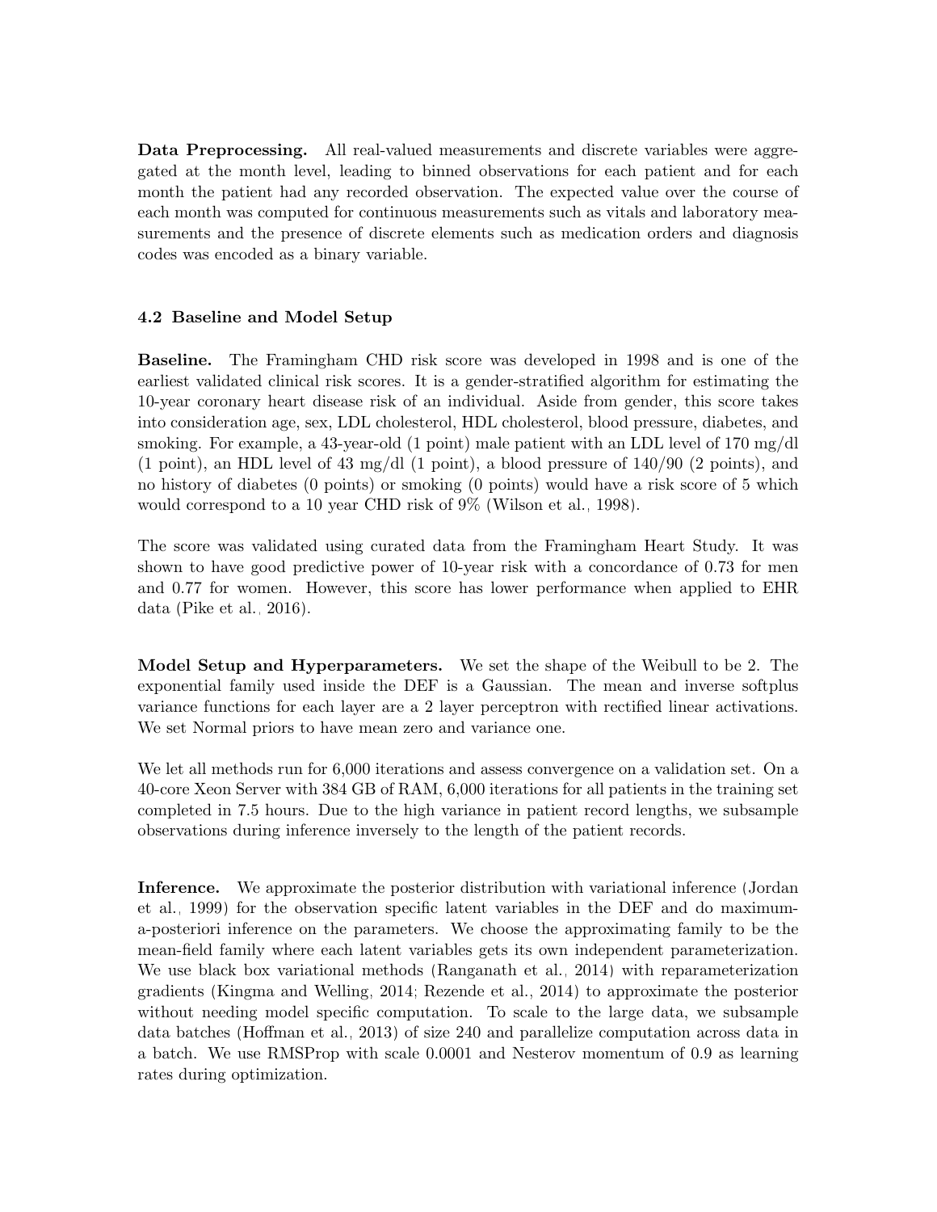**Data Preprocessing.** All real-valued measurements and discrete variables were aggregated at the month level, leading to binned observations for each patient and for each month the patient had any recorded observation. The expected value over the course of each month was computed for continuous measurements such as vitals and laboratory measurements and the presence of discrete elements such as medication orders and diagnosis codes was encoded as a binary variable.

### 4.2 Baseline and Model Setup

**Baseline.** The Framingham CHD risk score was developed in 1998 and is one of the earliest validated clinical risk scores. It is a gender-stratified algorithm for estimating the 10-year coronary heart disease risk of an individual. Aside from gender, this score takes into consideration age, sex, LDL cholesterol, HDL cholesterol, blood pressure, diabetes, and smoking. For example, a 43-year-old (1 point) male patient with an LDL level of 170 mg/dl (1 point), an HDL level of 43 mg/dl (1 point), a blood pressure of 140/90 (2 points), and no history of diabetes (0 points) or smoking (0 points) would have a risk score of 5 which would correspond to a 10 year CHD risk of 9% (Wilson et al., 1998).

The score was validated using curated data from the Framingham Heart Study. It was shown to have good predictive power of 10-year risk with a concordance of 0.73 for men and 0.77 for women. However, this score has lower performance when applied to EHR data (Pike et al., 2016).

**Model Setup and Hyperparameters.** We set the shape of the Weibull to be 2. The exponential family used inside the DEF is a Gaussian. The mean and inverse softplus variance functions for each layer are a 2 layer perceptron with rectified linear activations. We set Normal priors to have mean zero and variance one.

We let all methods run for 6,000 iterations and assess convergence on a validation set. On a 40-core Xeon Server with 384 GB of RAM, 6,000 iterations for all patients in the training set completed in 7.5 hours. Due to the high variance in patient record lengths, we subsample observations during inference inversely to the length of the patient records.

**Inference.** We approximate the posterior distribution with variational inference (Jordan et al., 1999) for the observation specific latent variables in the DEF and do maximum-a-posteriori inference on the parameters. We choose the approximating family to be the mean-field family where each latent variables gets its own independent parameterization. We use black box variational methods (Ranganath et al., 2014) with reparameterization gradients (Kingma and Welling, 2014; Rezende et al., 2014) to approximate the posterior without needing model specific computation. To scale to the large data, we subsample data batches (Hoffman et al., 2013) of size 240 and parallelize computation across data in a batch. We use RMSProp with scale 0.0001 and Nesterov momentum of 0.9 as learning rates during optimization.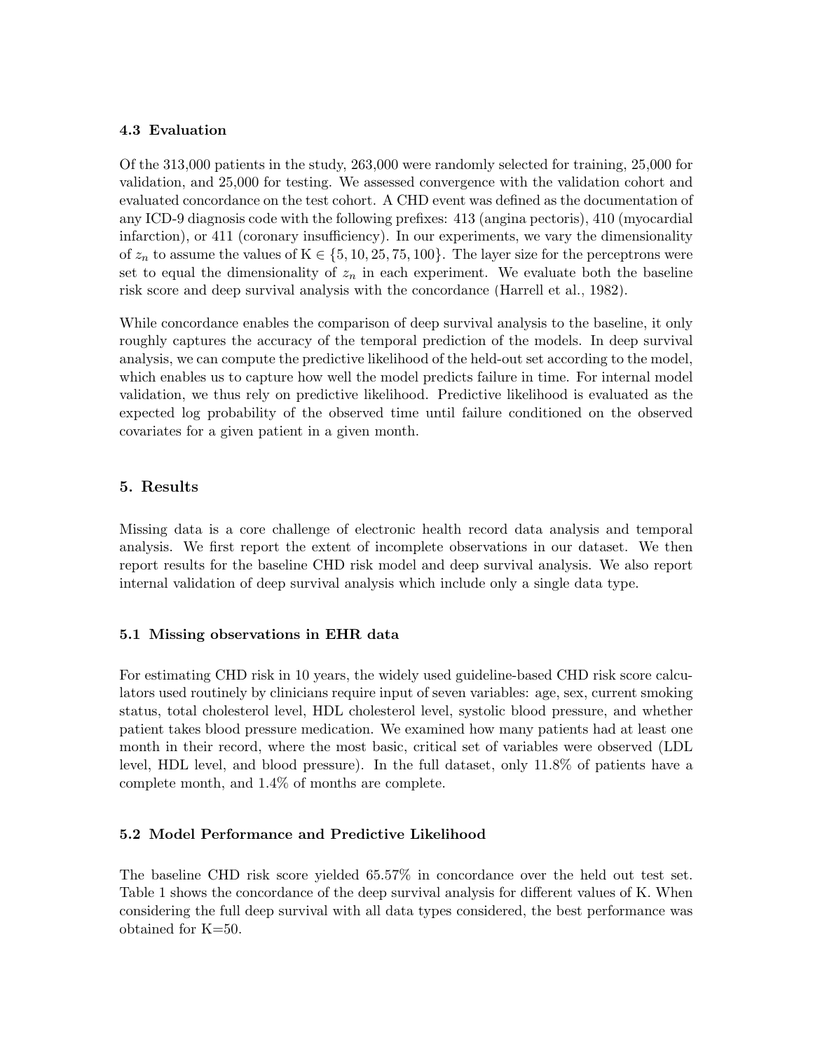### 4.3 Evaluation

Of the 313,000 patients in the study, 263,000 were randomly selected for training, 25,000 for validation, and 25,000 for testing. We assessed convergence with the validation cohort and evaluated concordance on the test cohort. A CHD event was defined as the documentation of any ICD-9 diagnosis code with the following prefixes: 413 (angina pectoris), 410 (myocardial infarction), or 411 (coronary insufficiency). In our experiments, we vary the dimensionality of $z_n$ to assume the values of $\mathrm{K} \in \{5, 10, 25, 75, 100\}$. The layer size for the perceptrons were set to equal the dimensionality of $z_n$ in each experiment. We evaluate both the baseline risk score and deep survival analysis with the concordance (Harrell et al., 1982).

While concordance enables the comparison of deep survival analysis to the baseline, it only roughly captures the accuracy of the temporal prediction of the models. In deep survival analysis, we can compute the predictive likelihood of the held-out set according to the model, which enables us to capture how well the model predicts failure in time. For internal model validation, we thus rely on predictive likelihood. Predictive likelihood is evaluated as the expected log probability of the observed time until failure conditioned on the observed covariates for a given patient in a given month.

## 5. Results

Missing data is a core challenge of electronic health record data analysis and temporal analysis. We first report the extent of incomplete observations in our dataset. We then report results for the baseline CHD risk model and deep survival analysis. We also report internal validation of deep survival analysis which include only a single data type.

### 5.1 Missing observations in EHR data

For estimating CHD risk in 10 years, the widely used guideline-based CHD risk score calculators used routinely by clinicians require input of seven variables: age, sex, current smoking status, total cholesterol level, HDL cholesterol level, systolic blood pressure, and whether patient takes blood pressure medication. We examined how many patients had at least one month in their record, where the most basic, critical set of variables were observed (LDL level, HDL level, and blood pressure). In the full dataset, only 11.8% of patients have a complete month, and 1.4% of months are complete.

### 5.2 Model Performance and Predictive Likelihood

The baseline CHD risk score yielded 65.57% in concordance over the held out test set. Table 1 shows the concordance of the deep survival analysis for different values of K. When considering the full deep survival with all data types considered, the best performance was obtained for K=50.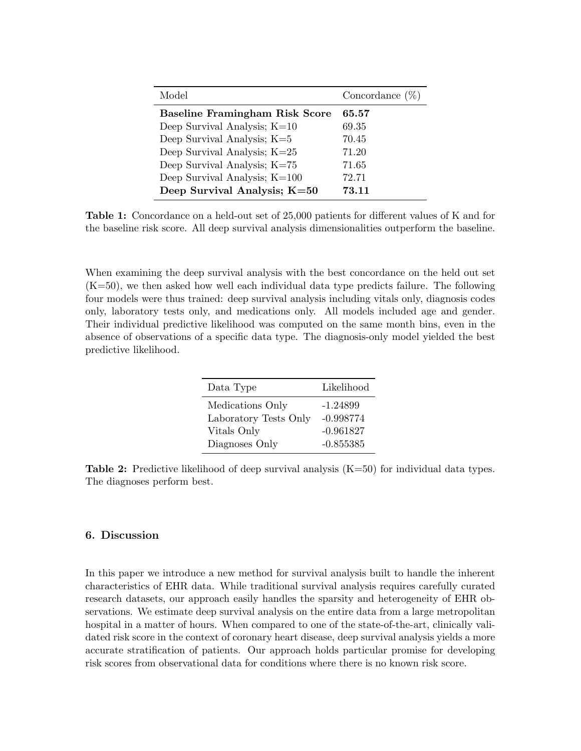| Model | Concordance (%) |
|---|---|
| **Baseline Framingham Risk Score** | **65.57** |
| Deep Survival Analysis; K=10 | 69.35 |
| Deep Survival Analysis; K=5 | 70.45 |
| Deep Survival Analysis; K=25 | 71.20 |
| Deep Survival Analysis; K=75 | 71.65 |
| Deep Survival Analysis; K=100 | 72.71 |
| **Deep Survival Analysis; K=50** | **73.11** |

**Table 1:** Concordance on a held-out set of 25,000 patients for different values of K and for the baseline risk score. All deep survival analysis dimensionalities outperform the baseline.

When examining the deep survival analysis with the best concordance on the held out set (K=50), we then asked how well each individual data type predicts failure. The following four models were thus trained: deep survival analysis including vitals only, diagnosis codes only, laboratory tests only, and medications only. All models included age and gender. Their individual predictive likelihood was computed on the same month bins, even in the absence of observations of a specific data type. The diagnosis-only model yielded the best predictive likelihood.

| Data Type | Likelihood |
|---|---|
| Medications Only | -1.24899 |
| Laboratory Tests Only | -0.998774 |
| Vitals Only | -0.961827 |
| Diagnoses Only | -0.855385 |

**Table 2:** Predictive likelihood of deep survival analysis (K=50) for individual data types. The diagnoses perform best.

## 6. Discussion

In this paper we introduce a new method for survival analysis built to handle the inherent characteristics of EHR data. While traditional survival analysis requires carefully curated research datasets, our approach easily handles the sparsity and heterogeneity of EHR observations. We estimate deep survival analysis on the entire data from a large metropolitan hospital in a matter of hours. When compared to one of the state-of-the-art, clinically validated risk score in the context of coronary heart disease, deep survival analysis yields a more accurate stratification of patients. Our approach holds particular promise for developing risk scores from observational data for conditions where there is no known risk score.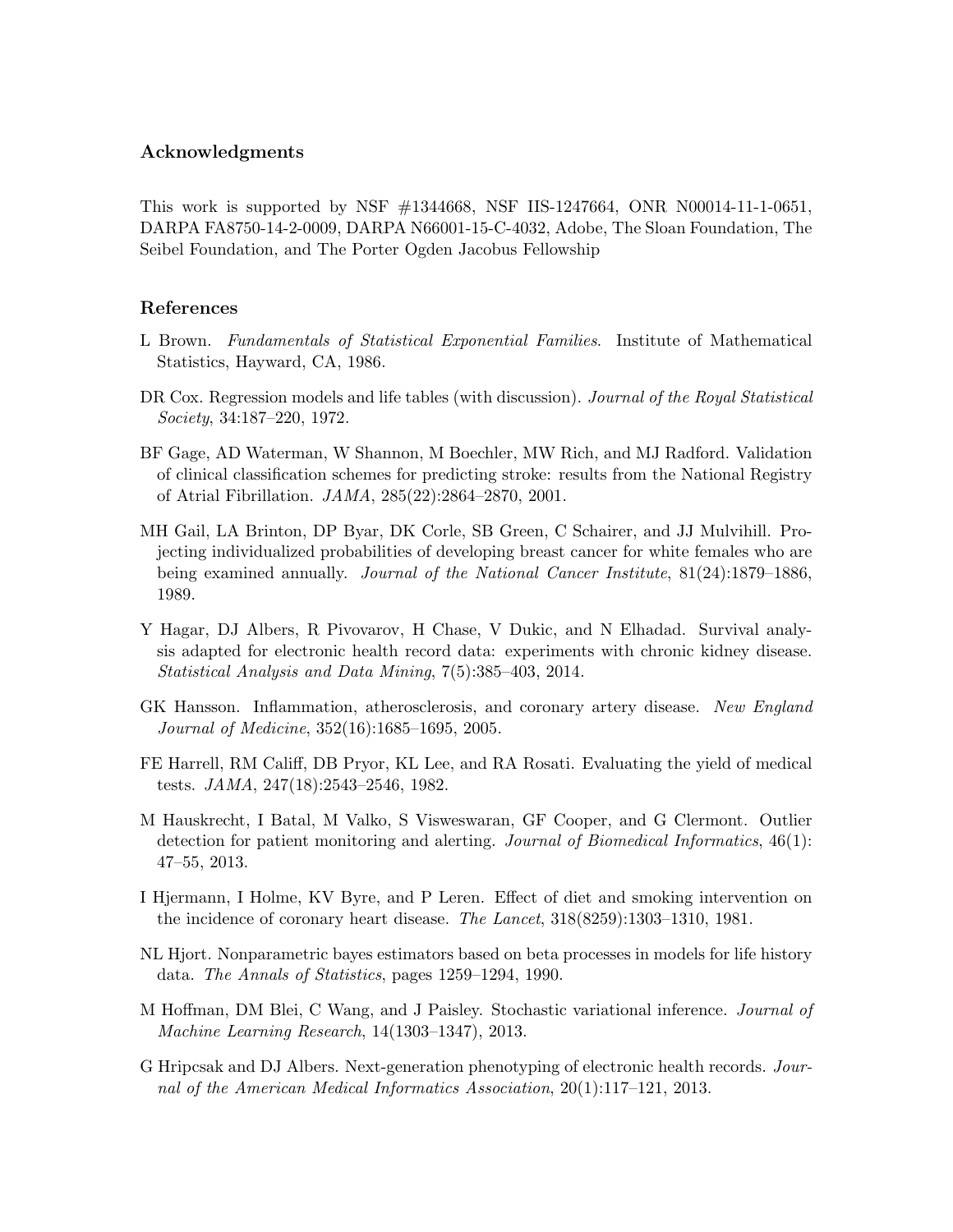## Acknowledgments

This work is supported by NSF #1344668, NSF IIS-1247664, ONR N00014-11-1-0651, DARPA FA8750-14-2-0009, DARPA N66001-15-C-4032, Adobe, The Sloan Foundation, The Seibel Foundation, and The Porter Ogden Jacobus Fellowship

## References

L Brown. *Fundamentals of Statistical Exponential Families*. Institute of Mathematical Statistics, Hayward, CA, 1986.

DR Cox. Regression models and life tables (with discussion). *Journal of the Royal Statistical Society*, 34:187–220, 1972.

BF Gage, AD Waterman, W Shannon, M Boechler, MW Rich, and MJ Radford. Validation of clinical classification schemes for predicting stroke: results from the National Registry of Atrial Fibrillation. *JAMA*, 285(22):2864–2870, 2001.

MH Gail, LA Brinton, DP Byar, DK Corle, SB Green, C Schairer, and JJ Mulvihill. Projecting individualized probabilities of developing breast cancer for white females who are being examined annually. *Journal of the National Cancer Institute*, 81(24):1879–1886, 1989.

Y Hagar, DJ Albers, R Pivovarov, H Chase, V Dukic, and N Elhadad. Survival analysis adapted for electronic health record data: experiments with chronic kidney disease. *Statistical Analysis and Data Mining*, 7(5):385–403, 2014.

GK Hansson. Inflammation, atherosclerosis, and coronary artery disease. *New England Journal of Medicine*, 352(16):1685–1695, 2005.

FE Harrell, RM Califf, DB Pryor, KL Lee, and RA Rosati. Evaluating the yield of medical tests. *JAMA*, 247(18):2543–2546, 1982.

M Hauskrecht, I Batal, M Valko, S Visweswaran, GF Cooper, and G Clermont. Outlier detection for patient monitoring and alerting. *Journal of Biomedical Informatics*, 46(1): 47–55, 2013.

I Hjermann, I Holme, KV Byre, and P Leren. Effect of diet and smoking intervention on the incidence of coronary heart disease. *The Lancet*, 318(8259):1303–1310, 1981.

NL Hjort. Nonparametric bayes estimators based on beta processes in models for life history data. *The Annals of Statistics*, pages 1259–1294, 1990.

M Hoffman, DM Blei, C Wang, and J Paisley. Stochastic variational inference. *Journal of Machine Learning Research*, 14(1303–1347), 2013.

G Hripcsak and DJ Albers. Next-generation phenotyping of electronic health records. *Journal of the American Medical Informatics Association*, 20(1):117–121, 2013.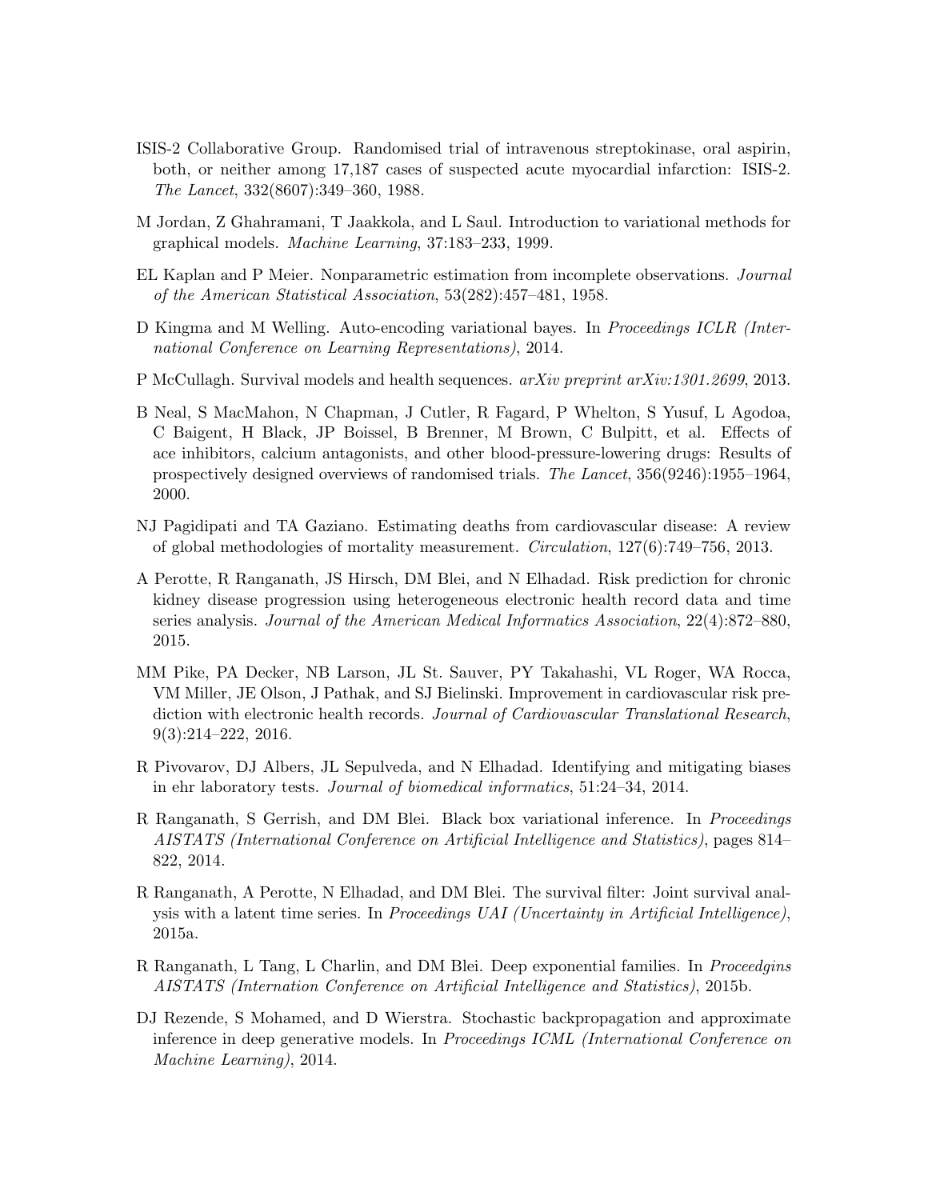ISIS-2 Collaborative Group. Randomised trial of intravenous streptokinase, oral aspirin, both, or neither among 17,187 cases of suspected acute myocardial infarction: ISIS-2. *The Lancet*, 332(8607):349–360, 1988.

M Jordan, Z Ghahramani, T Jaakkola, and L Saul. Introduction to variational methods for graphical models. *Machine Learning*, 37:183–233, 1999.

EL Kaplan and P Meier. Nonparametric estimation from incomplete observations. *Journal of the American Statistical Association*, 53(282):457–481, 1958.

D Kingma and M Welling. Auto-encoding variational bayes. In *Proceedings ICLR (International Conference on Learning Representations)*, 2014.

P McCullagh. Survival models and health sequences. *arXiv preprint arXiv:1301.2699*, 2013.

B Neal, S MacMahon, N Chapman, J Cutler, R Fagard, P Whelton, S Yusuf, L Agodoa, C Baigent, H Black, JP Boissel, B Brenner, M Brown, C Bulpitt, et al. Effects of ace inhibitors, calcium antagonists, and other blood-pressure-lowering drugs: Results of prospectively designed overviews of randomised trials. *The Lancet*, 356(9246):1955–1964, 2000.

NJ Pagidipati and TA Gaziano. Estimating deaths from cardiovascular disease: A review of global methodologies of mortality measurement. *Circulation*, 127(6):749–756, 2013.

A Perotte, R Ranganath, JS Hirsch, DM Blei, and N Elhadad. Risk prediction for chronic kidney disease progression using heterogeneous electronic health record data and time series analysis. *Journal of the American Medical Informatics Association*, 22(4):872–880, 2015.

MM Pike, PA Decker, NB Larson, JL St. Sauver, PY Takahashi, VL Roger, WA Rocca, VM Miller, JE Olson, J Pathak, and SJ Bielinski. Improvement in cardiovascular risk prediction with electronic health records. *Journal of Cardiovascular Translational Research*, 9(3):214–222, 2016.

R Pivovarov, DJ Albers, JL Sepulveda, and N Elhadad. Identifying and mitigating biases in ehr laboratory tests. *Journal of biomedical informatics*, 51:24–34, 2014.

R Ranganath, S Gerrish, and DM Blei. Black box variational inference. In *Proceedings AISTATS (International Conference on Artificial Intelligence and Statistics)*, pages 814–822, 2014.

R Ranganath, A Perotte, N Elhadad, and DM Blei. The survival filter: Joint survival analysis with a latent time series. In *Proceedings UAI (Uncertainty in Artificial Intelligence)*, 2015a.

R Ranganath, L Tang, L Charlin, and DM Blei. Deep exponential families. In *Proceedgins AISTATS (Internation Conference on Artificial Intelligence and Statistics)*, 2015b.

DJ Rezende, S Mohamed, and D Wierstra. Stochastic backpropagation and approximate inference in deep generative models. In *Proceedings ICML (International Conference on Machine Learning)*, 2014.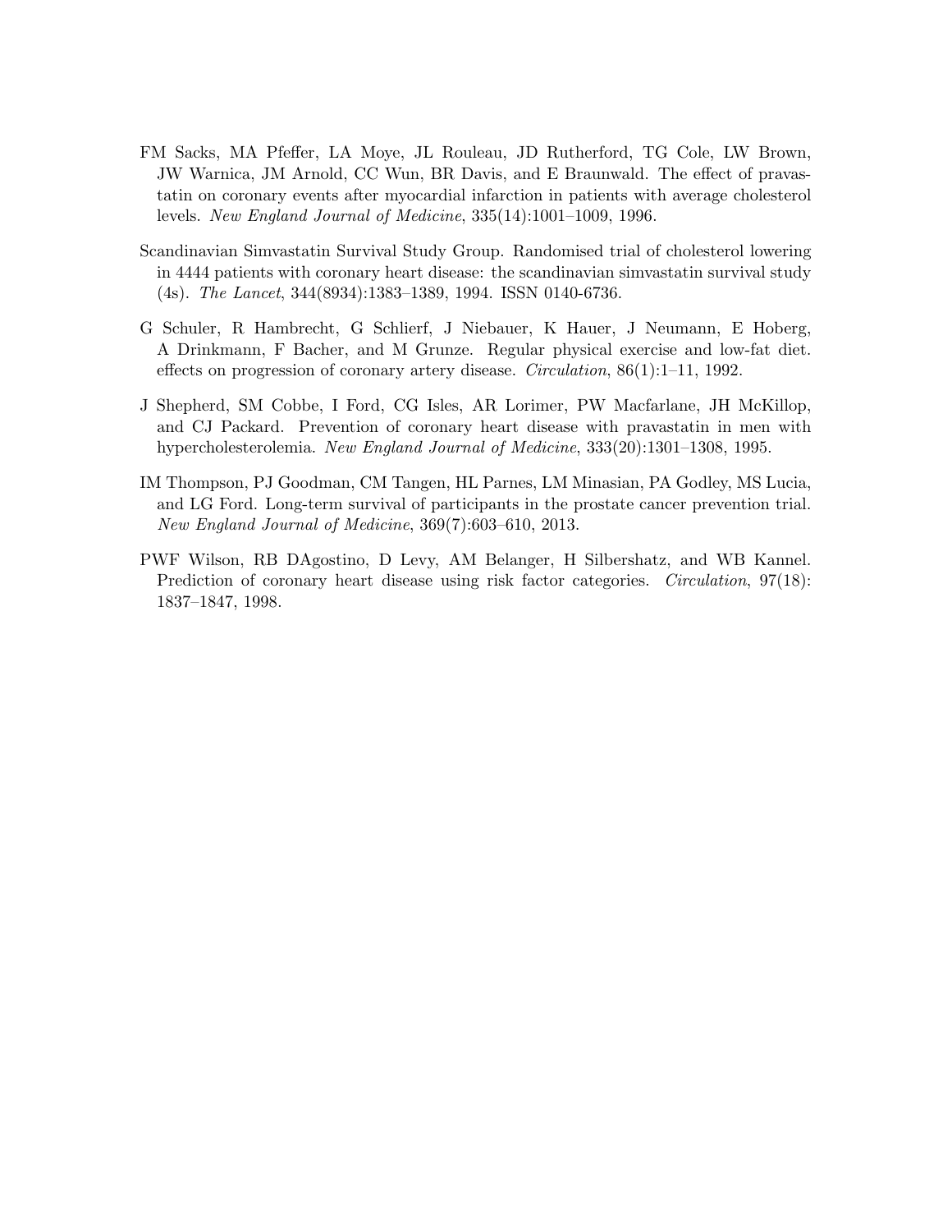FM Sacks, MA Pfeffer, LA Moye, JL Rouleau, JD Rutherford, TG Cole, LW Brown, JW Warnica, JM Arnold, CC Wun, BR Davis, and E Braunwald. The effect of pravastatin on coronary events after myocardial infarction in patients with average cholesterol levels. *New England Journal of Medicine*, 335(14):1001–1009, 1996.

Scandinavian Simvastatin Survival Study Group. Randomised trial of cholesterol lowering in 4444 patients with coronary heart disease: the scandinavian simvastatin survival study (4s). *The Lancet*, 344(8934):1383–1389, 1994. ISSN 0140-6736.

G Schuler, R Hambrecht, G Schlierf, J Niebauer, K Hauer, J Neumann, E Hoberg, A Drinkmann, F Bacher, and M Grunze. Regular physical exercise and low-fat diet. effects on progression of coronary artery disease. *Circulation*, 86(1):1–11, 1992.

J Shepherd, SM Cobbe, I Ford, CG Isles, AR Lorimer, PW Macfarlane, JH McKillop, and CJ Packard. Prevention of coronary heart disease with pravastatin in men with hypercholesterolemia. *New England Journal of Medicine*, 333(20):1301–1308, 1995.

IM Thompson, PJ Goodman, CM Tangen, HL Parnes, LM Minasian, PA Godley, MS Lucia, and LG Ford. Long-term survival of participants in the prostate cancer prevention trial. *New England Journal of Medicine*, 369(7):603–610, 2013.

PWF Wilson, RB DAgostino, D Levy, AM Belanger, H Silbershatz, and WB Kannel. Prediction of coronary heart disease using risk factor categories. *Circulation*, 97(18): 1837–1847, 1998.